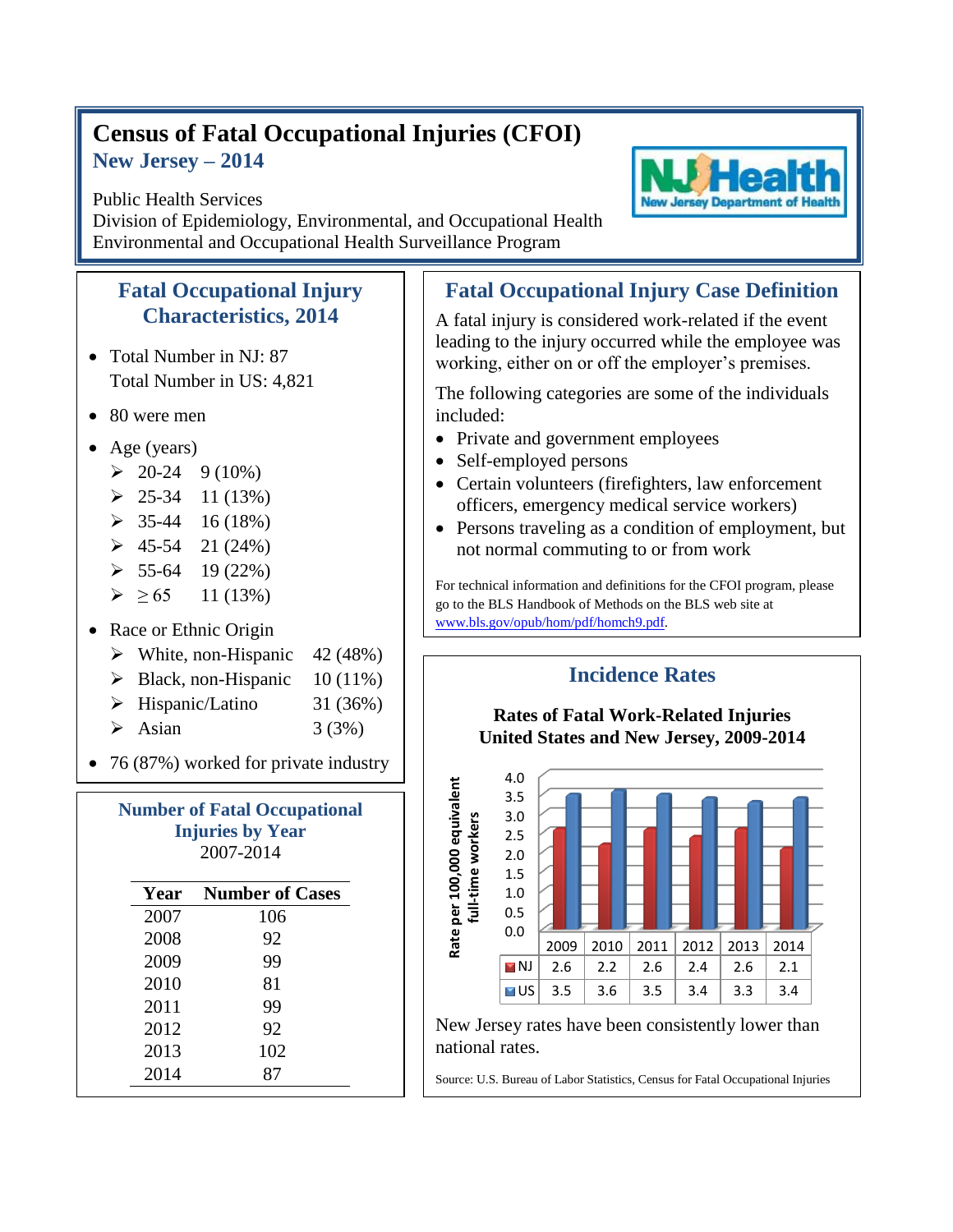# Census of Fatal Occupational Injuries (CFOI)

## New Jersey – 2014

Public Health Services
Division of Epidemiology, Environmental, and Occupational Health
Environmental and Occupational Health Surveillance Program

NJ Health — New Jersey Department of Health

## Fatal Occupational Injury Characteristics, 2014

- Total Number in NJ: 87
  Total Number in US: 4,821
- 80 were men
- Age (years)
  - 20-24 9 (10%)
  - 25-34 11 (13%)
  - 35-44 16 (18%)
  - 45-54 21 (24%)
  - 55-64 19 (22%)
  - ≥ 65 11 (13%)
- Race or Ethnic Origin
  - White, non-Hispanic 42 (48%)
  - Black, non-Hispanic 10 (11%)
  - Hispanic/Latino 31 (36%)
  - Asian 3 (3%)
- 76 (87%) worked for private industry

### Number of Fatal Occupational Injuries by Year

2007-2014

| Year | Number of Cases |
|---|---|
| 2007 | 106 |
| 2008 | 92 |
| 2009 | 99 |
| 2010 | 81 |
| 2011 | 99 |
| 2012 | 92 |
| 2013 | 102 |
| 2014 | 87 |

## Fatal Occupational Injury Case Definition

A fatal injury is considered work-related if the event leading to the injury occurred while the employee was working, either on or off the employer's premises.

The following categories are some of the individuals included:

- Private and government employees
- Self-employed persons
- Certain volunteers (firefighters, law enforcement officers, emergency medical service workers)
- Persons traveling as a condition of employment, but not normal commuting to or from work

For technical information and definitions for the CFOI program, please go to the BLS Handbook of Methods on the BLS web site at www.bls.gov/opub/hom/pdf/homch9.pdf.

## Incidence Rates

**Rates of Fatal Work-Related Injuries United States and New Jersey, 2009-2014**

Rate per 100,000 equivalent full-time workers

| | 2009 | 2010 | 2011 | 2012 | 2013 | 2014 |
|---|---|---|---|---|---|---|
| NJ | 2.6 | 2.2 | 2.6 | 2.4 | 2.6 | 2.1 |
| US | 3.5 | 3.6 | 3.5 | 3.4 | 3.3 | 3.4 |

New Jersey rates have been consistently lower than national rates.

Source: U.S. Bureau of Labor Statistics, Census for Fatal Occupational Injuries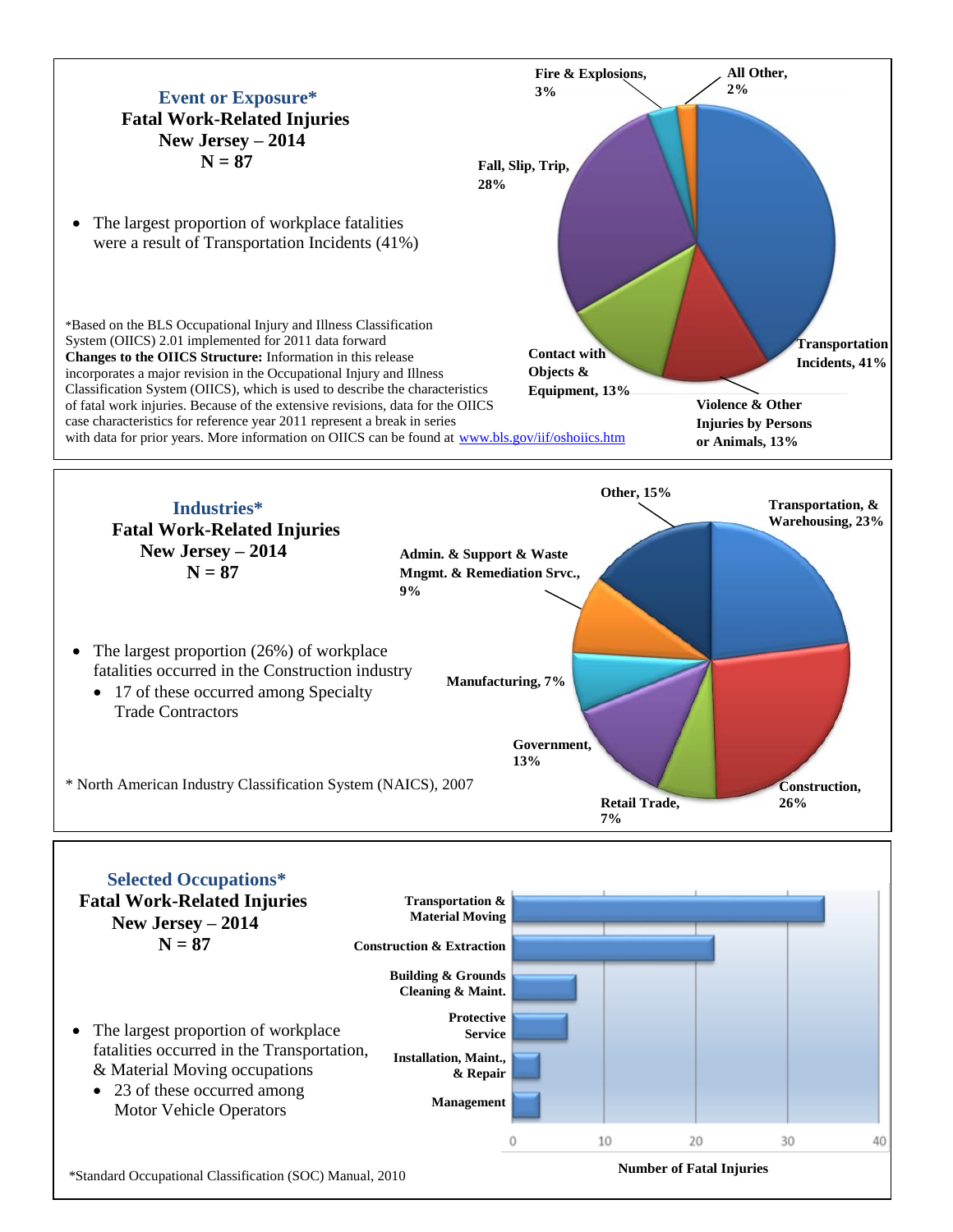## Event or Exposure*

**Fatal Work-Related Injuries**
**New Jersey – 2014**
**N = 87**

- The largest proportion of workplace fatalities were a result of Transportation Incidents (41%)

*Based on the BLS Occupational Injury and Illness Classification System (OIICS) 2.01 implemented for 2011 data forward
**Changes to the OIICS Structure:** Information in this release incorporates a major revision in the Occupational Injury and Illness Classification System (OIICS), which is used to describe the characteristics of fatal work injuries. Because of the extensive revisions, data for the OIICS case characteristics for reference year 2011 represent a break in series with data for prior years. More information on OIICS can be found at www.bls.gov/iif/oshoiics.htm

Fire & Explosions, 3%
All Other, 2%
Fall, Slip, Trip, 28%
Transportation Incidents, 41%
Contact with Objects & Equipment, 13%
Violence & Other Injuries by Persons or Animals, 13%

## Industries*

**Fatal Work-Related Injuries**
**New Jersey – 2014**
**N = 87**

- The largest proportion (26%) of workplace fatalities occurred in the Construction industry
  - 17 of these occurred among Specialty Trade Contractors

* North American Industry Classification System (NAICS), 2007

Other, 15%
Transportation, & Warehousing, 23%
Admin. & Support & Waste Mngmt. & Remediation Srvc., 9%
Manufacturing, 7%
Government, 13%
Retail Trade, 7%
Construction, 26%

## Selected Occupations*

**Fatal Work-Related Injuries**
**New Jersey – 2014**
**N = 87**

- The largest proportion of workplace fatalities occurred in the Transportation, & Material Moving occupations
  - 23 of these occurred among Motor Vehicle Operators

Transportation & Material Moving
Construction & Extraction
Building & Grounds Cleaning & Maint.
Protective Service
Installation, Maint., & Repair
Management

0 10 20 30 40

Number of Fatal Injuries

*Standard Occupational Classification (SOC) Manual, 2010